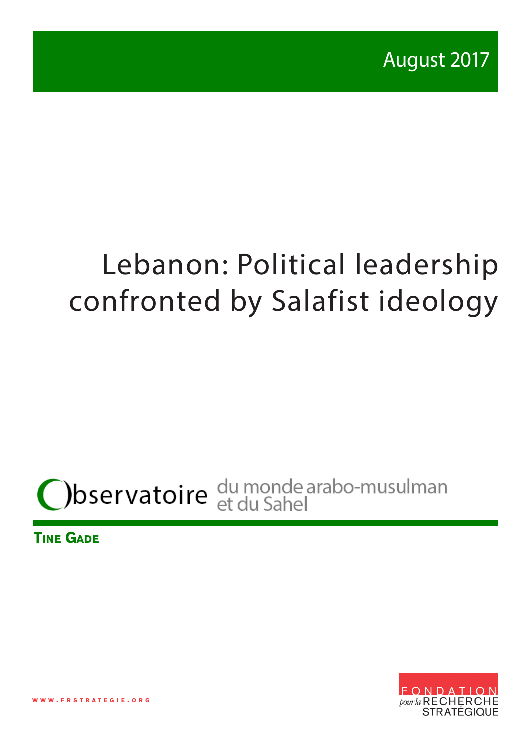August 2017

# Lebanon: Political leadership confronted by Salafist ideology

Observatoire du monde arabo-musulman et du Sahel

**Tine Gade**

www.frstrategie.org

FONDATION pour la RECHERCHE STRATÉGIQUE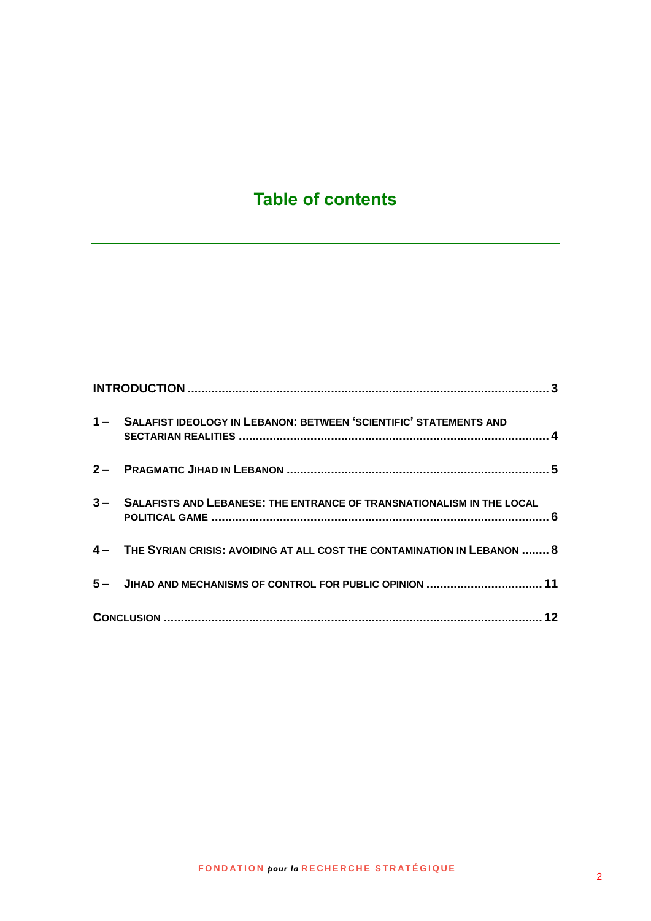# Table of contents

**INTRODUCTION** ........................................................................................................ 3

**1 – SALAFIST IDEOLOGY IN LEBANON: BETWEEN 'SCIENTIFIC' STATEMENTS AND SECTARIAN REALITIES** ........................................................................................... 4

**2 – PRAGMATIC JIHAD IN LEBANON** ............................................................................. 5

**3 – SALAFISTS AND LEBANESE: THE ENTRANCE OF TRANSNATIONALISM IN THE LOCAL POLITICAL GAME** .................................................................................................. 6

**4 – THE SYRIAN CRISIS: AVOIDING AT ALL COST THE CONTAMINATION IN LEBANON** ........ 8

**5 – JIHAD AND MECHANISMS OF CONTROL FOR PUBLIC OPINION** .................................. 11

**CONCLUSION** ............................................................................................................. 12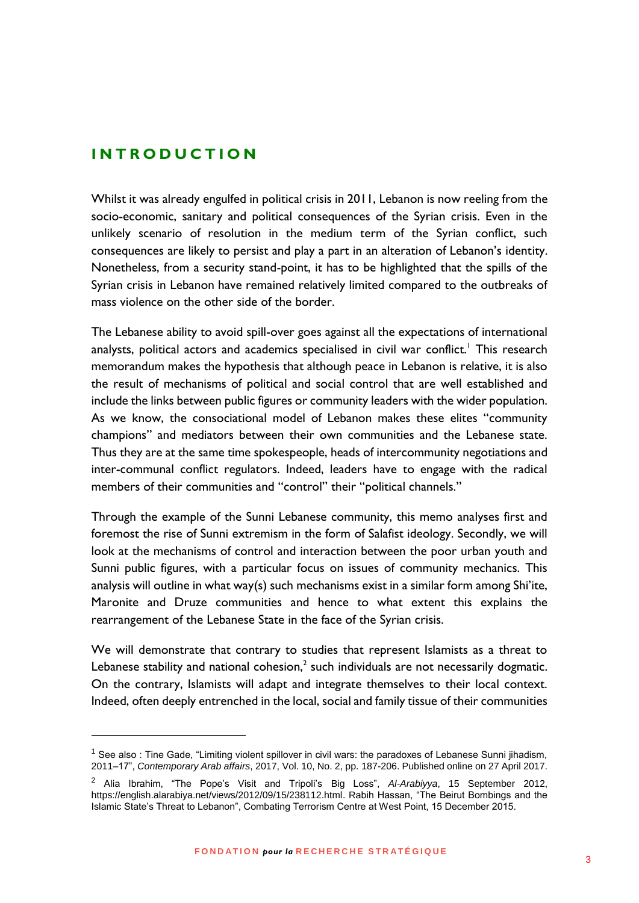# INTRODUCTION

Whilst it was already engulfed in political crisis in 2011, Lebanon is now reeling from the socio-economic, sanitary and political consequences of the Syrian crisis. Even in the unlikely scenario of resolution in the medium term of the Syrian conflict, such consequences are likely to persist and play a part in an alteration of Lebanon's identity. Nonetheless, from a security stand-point, it has to be highlighted that the spills of the Syrian crisis in Lebanon have remained relatively limited compared to the outbreaks of mass violence on the other side of the border.

The Lebanese ability to avoid spill-over goes against all the expectations of international analysts, political actors and academics specialised in civil war conflict.[1] This research memorandum makes the hypothesis that although peace in Lebanon is relative, it is also the result of mechanisms of political and social control that are well established and include the links between public figures or community leaders with the wider population. As we know, the consociational model of Lebanon makes these elites "community champions" and mediators between their own communities and the Lebanese state. Thus they are at the same time spokespeople, heads of intercommunity negotiations and inter-communal conflict regulators. Indeed, leaders have to engage with the radical members of their communities and "control" their "political channels."

Through the example of the Sunni Lebanese community, this memo analyses first and foremost the rise of Sunni extremism in the form of Salafist ideology. Secondly, we will look at the mechanisms of control and interaction between the poor urban youth and Sunni public figures, with a particular focus on issues of community mechanics. This analysis will outline in what way(s) such mechanisms exist in a similar form among Shi'ite, Maronite and Druze communities and hence to what extent this explains the rearrangement of the Lebanese State in the face of the Syrian crisis.

We will demonstrate that contrary to studies that represent Islamists as a threat to Lebanese stability and national cohesion,[2] such individuals are not necessarily dogmatic. On the contrary, Islamists will adapt and integrate themselves to their local context. Indeed, often deeply entrenched in the local, social and family tissue of their communities

---

[1] See also : Tine Gade, "Limiting violent spillover in civil wars: the paradoxes of Lebanese Sunni jihadism, 2011–17", *Contemporary Arab affairs*, 2017, Vol. 10, No. 2, pp. 187-206. Published online on 27 April 2017.

[2] Alia Ibrahim, "The Pope's Visit and Tripoli's Big Loss", *Al-Arabiyya*, 15 September 2012, https://english.alarabiya.net/views/2012/09/15/238112.html. Rabih Hassan, "The Beirut Bombings and the Islamic State's Threat to Lebanon", Combating Terrorism Centre at West Point, 15 December 2015.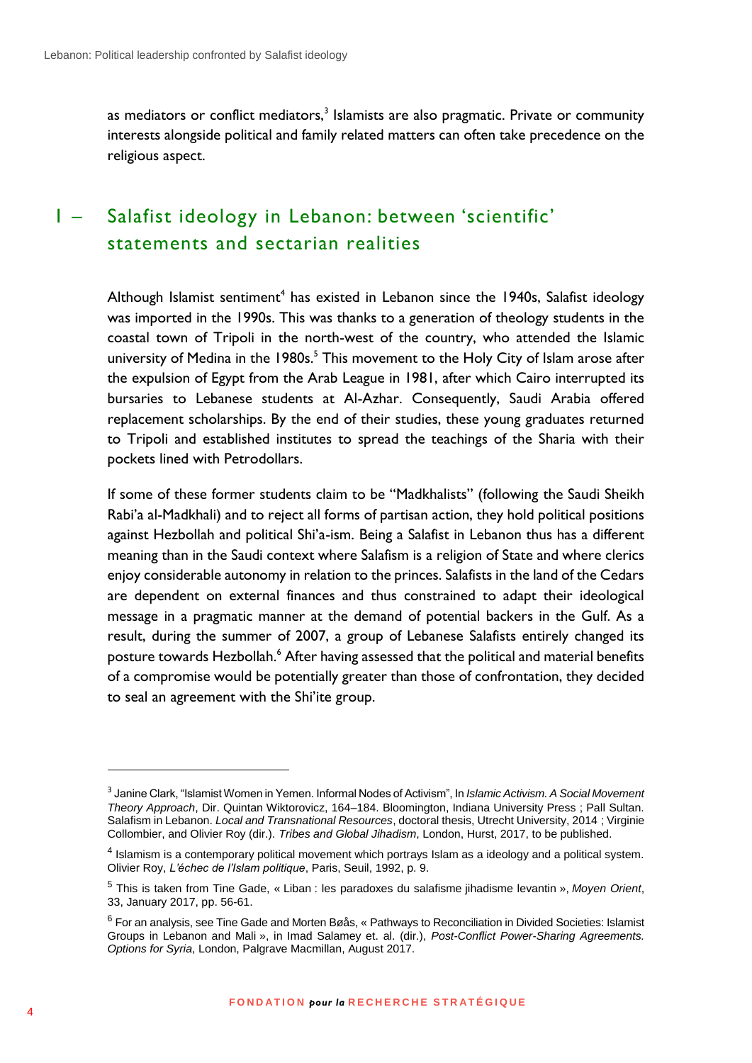as mediators or conflict mediators,[3] Islamists are also pragmatic. Private or community interests alongside political and family related matters can often take precedence on the religious aspect.

## I – Salafist ideology in Lebanon: between 'scientific' statements and sectarian realities

Although Islamist sentiment[4] has existed in Lebanon since the 1940s, Salafist ideology was imported in the 1990s. This was thanks to a generation of theology students in the coastal town of Tripoli in the north-west of the country, who attended the Islamic university of Medina in the 1980s.[5] This movement to the Holy City of Islam arose after the expulsion of Egypt from the Arab League in 1981, after which Cairo interrupted its bursaries to Lebanese students at Al-Azhar. Consequently, Saudi Arabia offered replacement scholarships. By the end of their studies, these young graduates returned to Tripoli and established institutes to spread the teachings of the Sharia with their pockets lined with Petrodollars.

If some of these former students claim to be "Madkhalists" (following the Saudi Sheikh Rabi'a al-Madkhali) and to reject all forms of partisan action, they hold political positions against Hezbollah and political Shi'a-ism. Being a Salafist in Lebanon thus has a different meaning than in the Saudi context where Salafism is a religion of State and where clerics enjoy considerable autonomy in relation to the princes. Salafists in the land of the Cedars are dependent on external finances and thus constrained to adapt their ideological message in a pragmatic manner at the demand of potential backers in the Gulf. As a result, during the summer of 2007, a group of Lebanese Salafists entirely changed its posture towards Hezbollah.[6] After having assessed that the political and material benefits of a compromise would be potentially greater than those of confrontation, they decided to seal an agreement with the Shi'ite group.

---

[3] Janine Clark, "Islamist Women in Yemen. Informal Nodes of Activism", In *Islamic Activism. A Social Movement Theory Approach*, Dir. Quintan Wiktorovicz, 164–184. Bloomington, Indiana University Press ; Pall Sultan. Salafism in Lebanon. *Local and Transnational Resources*, doctoral thesis, Utrecht University, 2014 ; Virginie Collombier, and Olivier Roy (dir.). *Tribes and Global Jihadism*, London, Hurst, 2017, to be published.

[4] Islamism is a contemporary political movement which portrays Islam as a ideology and a political system. Olivier Roy, *L'échec de l'Islam politique*, Paris, Seuil, 1992, p. 9.

[5] This is taken from Tine Gade, « Liban : les paradoxes du salafisme jihadisme levantin », *Moyen Orient*, 33, January 2017, pp. 56-61.

[6] For an analysis, see Tine Gade and Morten Bøås, « Pathways to Reconciliation in Divided Societies: Islamist Groups in Lebanon and Mali », in Imad Salamey et. al. (dir.), *Post-Conflict Power-Sharing Agreements. Options for Syria*, London, Palgrave Macmillan, August 2017.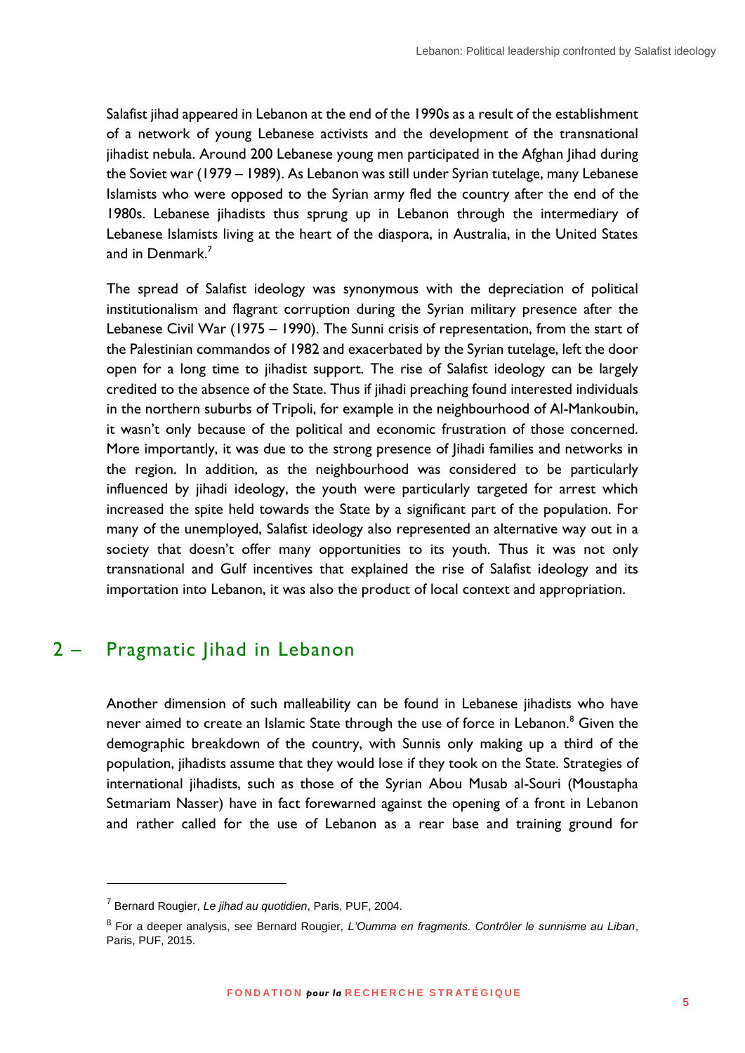Salafist jihad appeared in Lebanon at the end of the 1990s as a result of the establishment of a network of young Lebanese activists and the development of the transnational jihadist nebula. Around 200 Lebanese young men participated in the Afghan Jihad during the Soviet war (1979 – 1989). As Lebanon was still under Syrian tutelage, many Lebanese Islamists who were opposed to the Syrian army fled the country after the end of the 1980s. Lebanese jihadists thus sprung up in Lebanon through the intermediary of Lebanese Islamists living at the heart of the diaspora, in Australia, in the United States and in Denmark.[7]

The spread of Salafist ideology was synonymous with the depreciation of political institutionalism and flagrant corruption during the Syrian military presence after the Lebanese Civil War (1975 – 1990). The Sunni crisis of representation, from the start of the Palestinian commandos of 1982 and exacerbated by the Syrian tutelage, left the door open for a long time to jihadist support. The rise of Salafist ideology can be largely credited to the absence of the State. Thus if jihadi preaching found interested individuals in the northern suburbs of Tripoli, for example in the neighbourhood of Al-Mankoubin, it wasn't only because of the political and economic frustration of those concerned. More importantly, it was due to the strong presence of Jihadi families and networks in the region. In addition, as the neighbourhood was considered to be particularly influenced by jihadi ideology, the youth were particularly targeted for arrest which increased the spite held towards the State by a significant part of the population. For many of the unemployed, Salafist ideology also represented an alternative way out in a society that doesn't offer many opportunities to its youth. Thus it was not only transnational and Gulf incentives that explained the rise of Salafist ideology and its importation into Lebanon, it was also the product of local context and appropriation.

## 2 – Pragmatic Jihad in Lebanon

Another dimension of such malleability can be found in Lebanese jihadists who have never aimed to create an Islamic State through the use of force in Lebanon.[8] Given the demographic breakdown of the country, with Sunnis only making up a third of the population, jihadists assume that they would lose if they took on the State. Strategies of international jihadists, such as those of the Syrian Abou Musab al-Souri (Moustapha Setmariam Nasser) have in fact forewarned against the opening of a front in Lebanon and rather called for the use of Lebanon as a rear base and training ground for

---

[7] Bernard Rougier, *Le jihad au quotidien*, Paris, PUF, 2004.

[8] For a deeper analysis, see Bernard Rougier, *L'Oumma en fragments. Contrôler le sunnisme au Liban*, Paris, PUF, 2015.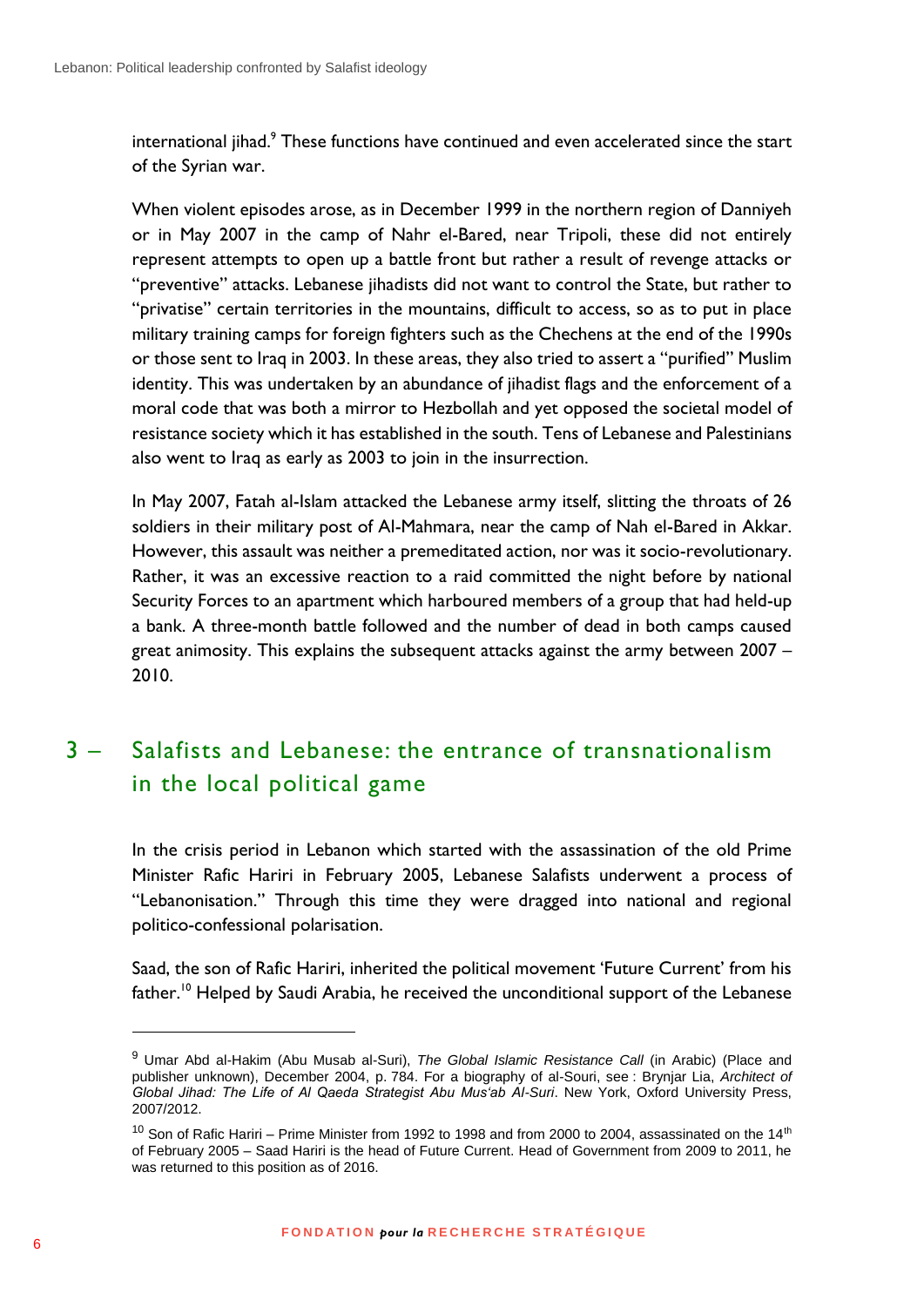international jihad.[9] These functions have continued and even accelerated since the start of the Syrian war.

When violent episodes arose, as in December 1999 in the northern region of Danniyeh or in May 2007 in the camp of Nahr el-Bared, near Tripoli, these did not entirely represent attempts to open up a battle front but rather a result of revenge attacks or "preventive" attacks. Lebanese jihadists did not want to control the State, but rather to "privatise" certain territories in the mountains, difficult to access, so as to put in place military training camps for foreign fighters such as the Chechens at the end of the 1990s or those sent to Iraq in 2003. In these areas, they also tried to assert a "purified" Muslim identity. This was undertaken by an abundance of jihadist flags and the enforcement of a moral code that was both a mirror to Hezbollah and yet opposed the societal model of resistance society which it has established in the south. Tens of Lebanese and Palestinians also went to Iraq as early as 2003 to join in the insurrection.

In May 2007, Fatah al-Islam attacked the Lebanese army itself, slitting the throats of 26 soldiers in their military post of Al-Mahmara, near the camp of Nah el-Bared in Akkar. However, this assault was neither a premeditated action, nor was it socio-revolutionary. Rather, it was an excessive reaction to a raid committed the night before by national Security Forces to an apartment which harboured members of a group that had held-up a bank. A three-month battle followed and the number of dead in both camps caused great animosity. This explains the subsequent attacks against the army between 2007 – 2010.

## 3 – Salafists and Lebanese: the entrance of transnationalism in the local political game

In the crisis period in Lebanon which started with the assassination of the old Prime Minister Rafic Hariri in February 2005, Lebanese Salafists underwent a process of "Lebanonisation." Through this time they were dragged into national and regional politico-confessional polarisation.

Saad, the son of Rafic Hariri, inherited the political movement 'Future Current' from his father.[10] Helped by Saudi Arabia, he received the unconditional support of the Lebanese

---

[9] Umar Abd al-Hakim (Abu Musab al-Suri), *The Global Islamic Resistance Call* (in Arabic) (Place and publisher unknown), December 2004, p. 784. For a biography of al-Souri, see : Brynjar Lia, *Architect of Global Jihad: The Life of Al Qaeda Strategist Abu Mus'ab Al-Suri*. New York, Oxford University Press, 2007/2012.

[10] Son of Rafic Hariri – Prime Minister from 1992 to 1998 and from 2000 to 2004, assassinated on the 14th of February 2005 – Saad Hariri is the head of Future Current. Head of Government from 2009 to 2011, he was returned to this position as of 2016.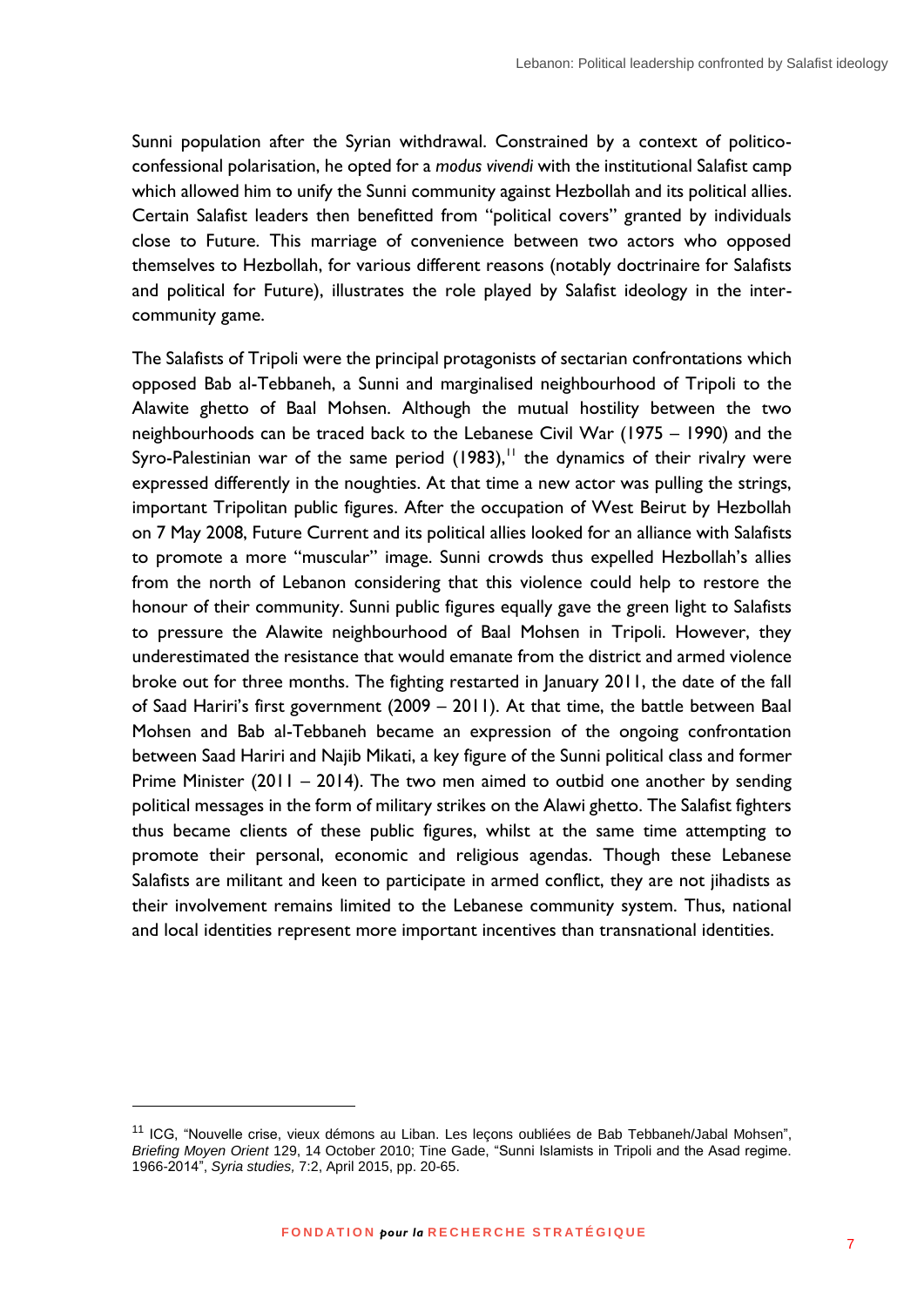Sunni population after the Syrian withdrawal. Constrained by a context of politico-confessional polarisation, he opted for a *modus vivendi* with the institutional Salafist camp which allowed him to unify the Sunni community against Hezbollah and its political allies. Certain Salafist leaders then benefitted from "political covers" granted by individuals close to Future. This marriage of convenience between two actors who opposed themselves to Hezbollah, for various different reasons (notably doctrinaire for Salafists and political for Future), illustrates the role played by Salafist ideology in the inter-community game.

The Salafists of Tripoli were the principal protagonists of sectarian confrontations which opposed Bab al-Tebbaneh, a Sunni and marginalised neighbourhood of Tripoli to the Alawite ghetto of Baal Mohsen. Although the mutual hostility between the two neighbourhoods can be traced back to the Lebanese Civil War (1975 – 1990) and the Syro-Palestinian war of the same period (1983),[11] the dynamics of their rivalry were expressed differently in the noughties. At that time a new actor was pulling the strings, important Tripolitan public figures. After the occupation of West Beirut by Hezbollah on 7 May 2008, Future Current and its political allies looked for an alliance with Salafists to promote a more "muscular" image. Sunni crowds thus expelled Hezbollah's allies from the north of Lebanon considering that this violence could help to restore the honour of their community. Sunni public figures equally gave the green light to Salafists to pressure the Alawite neighbourhood of Baal Mohsen in Tripoli. However, they underestimated the resistance that would emanate from the district and armed violence broke out for three months. The fighting restarted in January 2011, the date of the fall of Saad Hariri's first government (2009 – 2011). At that time, the battle between Baal Mohsen and Bab al-Tebbaneh became an expression of the ongoing confrontation between Saad Hariri and Najib Mikati, a key figure of the Sunni political class and former Prime Minister (2011 – 2014). The two men aimed to outbid one another by sending political messages in the form of military strikes on the Alawi ghetto. The Salafist fighters thus became clients of these public figures, whilst at the same time attempting to promote their personal, economic and religious agendas. Though these Lebanese Salafists are militant and keen to participate in armed conflict, they are not jihadists as their involvement remains limited to the Lebanese community system. Thus, national and local identities represent more important incentives than transnational identities.

---

[11] ICG, "Nouvelle crise, vieux démons au Liban. Les leçons oubliées de Bab Tebbaneh/Jabal Mohsen", *Briefing Moyen Orient* 129, 14 October 2010; Tine Gade, "Sunni Islamists in Tripoli and the Asad regime. 1966-2014", *Syria studies,* 7:2, April 2015, pp. 20-65.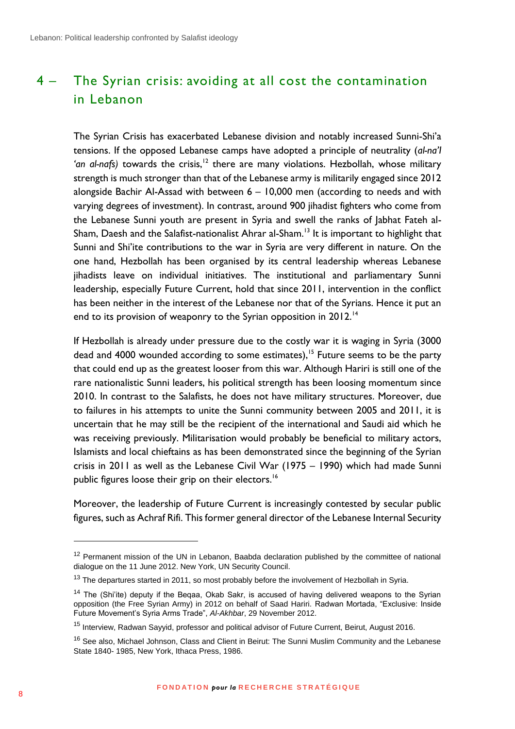## 4 – The Syrian crisis: avoiding at all cost the contamination in Lebanon

The Syrian Crisis has exacerbated Lebanese division and notably increased Sunni-Shi'a tensions. If the opposed Lebanese camps have adopted a principle of neutrality (*al-na'l 'an al-nafs)* towards the crisis,[12] there are many violations. Hezbollah, whose military strength is much stronger than that of the Lebanese army is militarily engaged since 2012 alongside Bachir Al-Assad with between 6 – 10,000 men (according to needs and with varying degrees of investment). In contrast, around 900 jihadist fighters who come from the Lebanese Sunni youth are present in Syria and swell the ranks of Jabhat Fateh al-Sham, Daesh and the Salafist-nationalist Ahrar al-Sham.[13] It is important to highlight that Sunni and Shi'ite contributions to the war in Syria are very different in nature. On the one hand, Hezbollah has been organised by its central leadership whereas Lebanese jihadists leave on individual initiatives. The institutional and parliamentary Sunni leadership, especially Future Current, hold that since 2011, intervention in the conflict has been neither in the interest of the Lebanese nor that of the Syrians. Hence it put an end to its provision of weaponry to the Syrian opposition in 2012.[14]

If Hezbollah is already under pressure due to the costly war it is waging in Syria (3000 dead and 4000 wounded according to some estimates),[15] Future seems to be the party that could end up as the greatest looser from this war. Although Hariri is still one of the rare nationalistic Sunni leaders, his political strength has been loosing momentum since 2010. In contrast to the Salafists, he does not have military structures. Moreover, due to failures in his attempts to unite the Sunni community between 2005 and 2011, it is uncertain that he may still be the recipient of the international and Saudi aid which he was receiving previously. Militarisation would probably be beneficial to military actors, Islamists and local chieftains as has been demonstrated since the beginning of the Syrian crisis in 2011 as well as the Lebanese Civil War (1975 – 1990) which had made Sunni public figures loose their grip on their electors.[16]

Moreover, the leadership of Future Current is increasingly contested by secular public figures, such as Achraf Rifi. This former general director of the Lebanese Internal Security

---

[12] Permanent mission of the UN in Lebanon, Baabda declaration published by the committee of national dialogue on the 11 June 2012. New York, UN Security Council.

[13] The departures started in 2011, so most probably before the involvement of Hezbollah in Syria.

[14] The (Shi'ite) deputy if the Beqaa, Okab Sakr, is accused of having delivered weapons to the Syrian opposition (the Free Syrian Army) in 2012 on behalf of Saad Hariri. Radwan Mortada, "Exclusive: Inside Future Movement's Syria Arms Trade", *Al-Akhbar*, 29 November 2012.

[15] Interview, Radwan Sayyid, professor and political advisor of Future Current, Beirut, August 2016.

[16] See also, Michael Johnson, Class and Client in Beirut: The Sunni Muslim Community and the Lebanese State 1840- 1985, New York, Ithaca Press, 1986.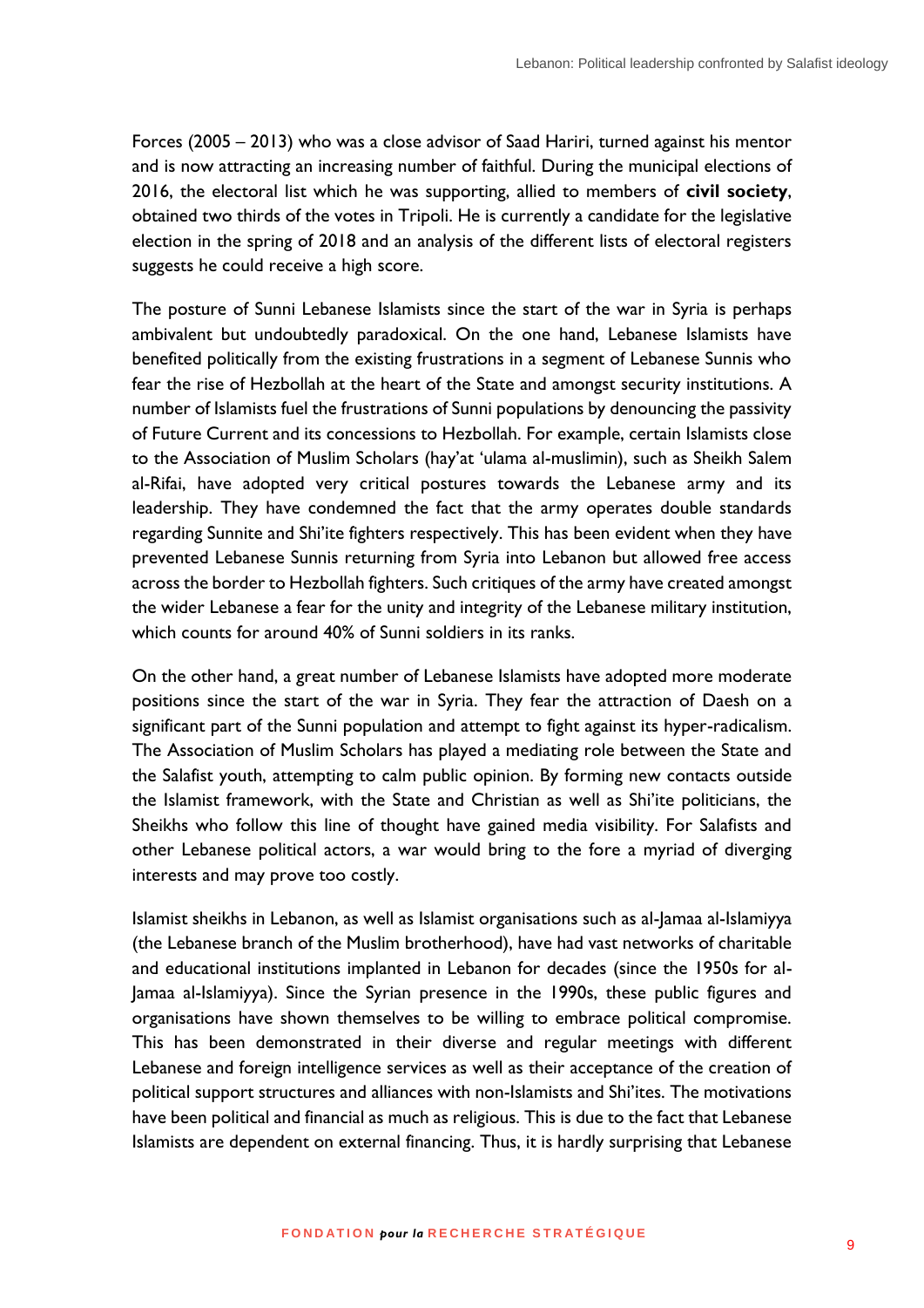Forces (2005 – 2013) who was a close advisor of Saad Hariri, turned against his mentor and is now attracting an increasing number of faithful. During the municipal elections of 2016, the electoral list which he was supporting, allied to members of **civil society**, obtained two thirds of the votes in Tripoli. He is currently a candidate for the legislative election in the spring of 2018 and an analysis of the different lists of electoral registers suggests he could receive a high score.

The posture of Sunni Lebanese Islamists since the start of the war in Syria is perhaps ambivalent but undoubtedly paradoxical. On the one hand, Lebanese Islamists have benefited politically from the existing frustrations in a segment of Lebanese Sunnis who fear the rise of Hezbollah at the heart of the State and amongst security institutions. A number of Islamists fuel the frustrations of Sunni populations by denouncing the passivity of Future Current and its concessions to Hezbollah. For example, certain Islamists close to the Association of Muslim Scholars (hay'at 'ulama al-muslimin), such as Sheikh Salem al-Rifai, have adopted very critical postures towards the Lebanese army and its leadership. They have condemned the fact that the army operates double standards regarding Sunnite and Shi'ite fighters respectively. This has been evident when they have prevented Lebanese Sunnis returning from Syria into Lebanon but allowed free access across the border to Hezbollah fighters. Such critiques of the army have created amongst the wider Lebanese a fear for the unity and integrity of the Lebanese military institution, which counts for around 40% of Sunni soldiers in its ranks.

On the other hand, a great number of Lebanese Islamists have adopted more moderate positions since the start of the war in Syria. They fear the attraction of Daesh on a significant part of the Sunni population and attempt to fight against its hyper-radicalism. The Association of Muslim Scholars has played a mediating role between the State and the Salafist youth, attempting to calm public opinion. By forming new contacts outside the Islamist framework, with the State and Christian as well as Shi'ite politicians, the Sheikhs who follow this line of thought have gained media visibility. For Salafists and other Lebanese political actors, a war would bring to the fore a myriad of diverging interests and may prove too costly.

Islamist sheikhs in Lebanon, as well as Islamist organisations such as al-Jamaa al-Islamiyya (the Lebanese branch of the Muslim brotherhood), have had vast networks of charitable and educational institutions implanted in Lebanon for decades (since the 1950s for al-Jamaa al-Islamiyya). Since the Syrian presence in the 1990s, these public figures and organisations have shown themselves to be willing to embrace political compromise. This has been demonstrated in their diverse and regular meetings with different Lebanese and foreign intelligence services as well as their acceptance of the creation of political support structures and alliances with non-Islamists and Shi'ites. The motivations have been political and financial as much as religious. This is due to the fact that Lebanese Islamists are dependent on external financing. Thus, it is hardly surprising that Lebanese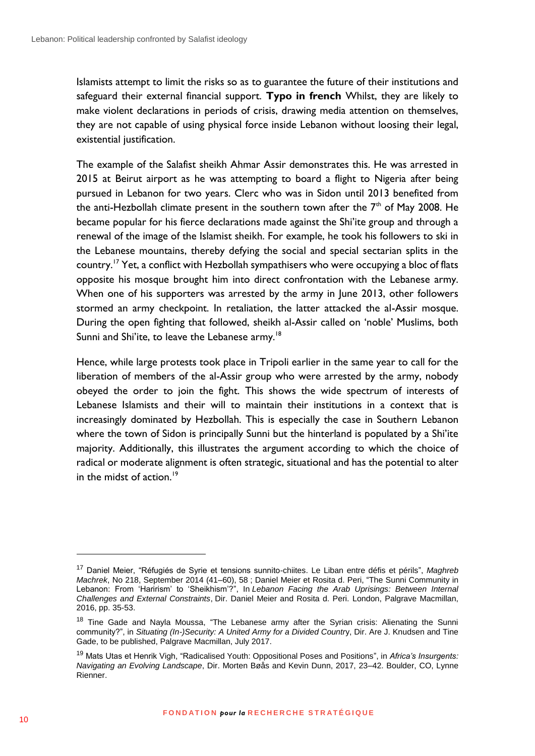Islamists attempt to limit the risks so as to guarantee the future of their institutions and safeguard their external financial support. **Typo in french** Whilst, they are likely to make violent declarations in periods of crisis, drawing media attention on themselves, they are not capable of using physical force inside Lebanon without loosing their legal, existential justification.

The example of the Salafist sheikh Ahmar Assir demonstrates this. He was arrested in 2015 at Beirut airport as he was attempting to board a flight to Nigeria after being pursued in Lebanon for two years. Clerc who was in Sidon until 2013 benefited from the anti-Hezbollah climate present in the southern town after the 7th of May 2008. He became popular for his fierce declarations made against the Shi'ite group and through a renewal of the image of the Islamist sheikh. For example, he took his followers to ski in the Lebanese mountains, thereby defying the social and special sectarian splits in the country.[17] Yet, a conflict with Hezbollah sympathisers who were occupying a bloc of flats opposite his mosque brought him into direct confrontation with the Lebanese army. When one of his supporters was arrested by the army in June 2013, other followers stormed an army checkpoint. In retaliation, the latter attacked the al-Assir mosque. During the open fighting that followed, sheikh al-Assir called on 'noble' Muslims, both Sunni and Shi'ite, to leave the Lebanese army.[18]

Hence, while large protests took place in Tripoli earlier in the same year to call for the liberation of members of the al-Assir group who were arrested by the army, nobody obeyed the order to join the fight. This shows the wide spectrum of interests of Lebanese Islamists and their will to maintain their institutions in a context that is increasingly dominated by Hezbollah. This is especially the case in Southern Lebanon where the town of Sidon is principally Sunni but the hinterland is populated by a Shi'ite majority. Additionally, this illustrates the argument according to which the choice of radical or moderate alignment is often strategic, situational and has the potential to alter in the midst of action.[19]

---

[17] Daniel Meier, "Réfugiés de Syrie et tensions sunnito-chiites. Le Liban entre défis et périls", *Maghreb Machrek*, No 218, September 2014 (41–60), 58 ; Daniel Meier et Rosita d. Peri, "The Sunni Community in Lebanon: From 'Harirism' to 'Sheikhism'?", In *Lebanon Facing the Arab Uprisings: Between Internal Challenges and External Constraints*, Dir. Daniel Meier and Rosita d. Peri. London, Palgrave Macmillan, 2016, pp. 35-53.

[18] Tine Gade and Nayla Moussa, "The Lebanese army after the Syrian crisis: Alienating the Sunni community?", in *Situating (In-)Security: A United Army for a Divided Country*, Dir. Are J. Knudsen and Tine Gade, to be published, Palgrave Macmillan, July 2017.

[19] Mats Utas et Henrik Vigh, "Radicalised Youth: Oppositional Poses and Positions", in *Africa's Insurgents: Navigating an Evolving Landscape*, Dir. Morten Bøås and Kevin Dunn, 2017, 23–42. Boulder, CO, Lynne Rienner.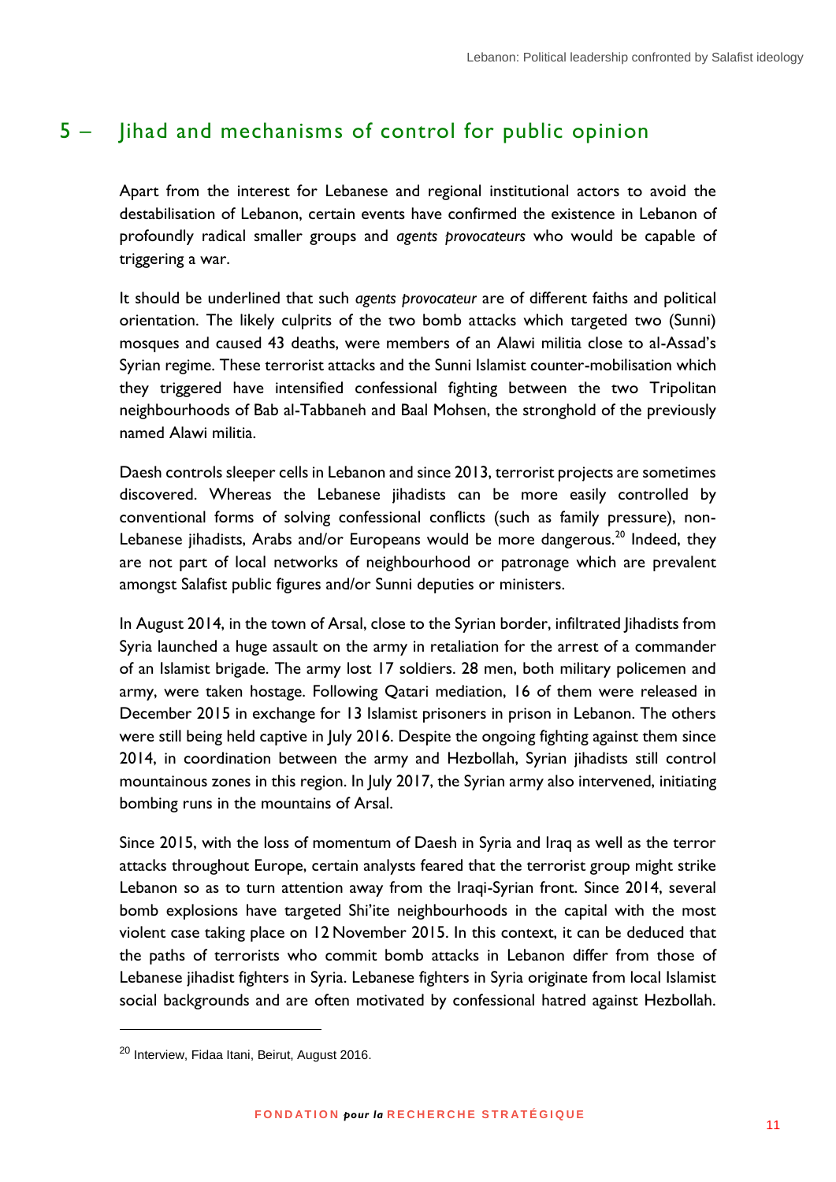## 5 – Jihad and mechanisms of control for public opinion

Apart from the interest for Lebanese and regional institutional actors to avoid the destabilisation of Lebanon, certain events have confirmed the existence in Lebanon of profoundly radical smaller groups and *agents provocateurs* who would be capable of triggering a war.

It should be underlined that such *agents provocateur* are of different faiths and political orientation. The likely culprits of the two bomb attacks which targeted two (Sunni) mosques and caused 43 deaths, were members of an Alawi militia close to al-Assad's Syrian regime. These terrorist attacks and the Sunni Islamist counter-mobilisation which they triggered have intensified confessional fighting between the two Tripolitan neighbourhoods of Bab al-Tabbaneh and Baal Mohsen, the stronghold of the previously named Alawi militia.

Daesh controls sleeper cells in Lebanon and since 2013, terrorist projects are sometimes discovered. Whereas the Lebanese jihadists can be more easily controlled by conventional forms of solving confessional conflicts (such as family pressure), non-Lebanese jihadists, Arabs and/or Europeans would be more dangerous.[20] Indeed, they are not part of local networks of neighbourhood or patronage which are prevalent amongst Salafist public figures and/or Sunni deputies or ministers.

In August 2014, in the town of Arsal, close to the Syrian border, infiltrated Jihadists from Syria launched a huge assault on the army in retaliation for the arrest of a commander of an Islamist brigade. The army lost 17 soldiers. 28 men, both military policemen and army, were taken hostage. Following Qatari mediation, 16 of them were released in December 2015 in exchange for 13 Islamist prisoners in prison in Lebanon. The others were still being held captive in July 2016. Despite the ongoing fighting against them since 2014, in coordination between the army and Hezbollah, Syrian jihadists still control mountainous zones in this region. In July 2017, the Syrian army also intervened, initiating bombing runs in the mountains of Arsal.

Since 2015, with the loss of momentum of Daesh in Syria and Iraq as well as the terror attacks throughout Europe, certain analysts feared that the terrorist group might strike Lebanon so as to turn attention away from the Iraqi-Syrian front. Since 2014, several bomb explosions have targeted Shi'ite neighbourhoods in the capital with the most violent case taking place on 12 November 2015. In this context, it can be deduced that the paths of terrorists who commit bomb attacks in Lebanon differ from those of Lebanese jihadist fighters in Syria. Lebanese fighters in Syria originate from local Islamist social backgrounds and are often motivated by confessional hatred against Hezbollah.

[20] Interview, Fidaa Itani, Beirut, August 2016.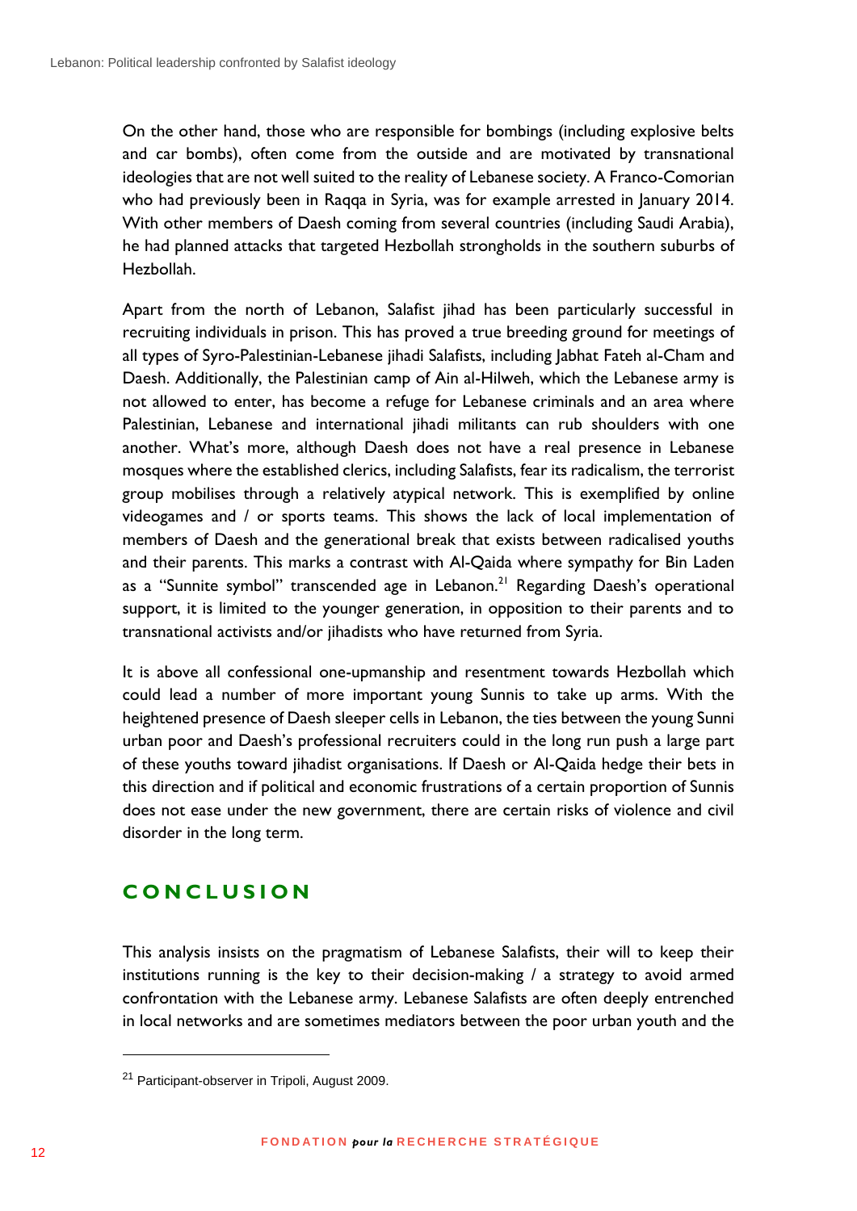On the other hand, those who are responsible for bombings (including explosive belts and car bombs), often come from the outside and are motivated by transnational ideologies that are not well suited to the reality of Lebanese society. A Franco-Comorian who had previously been in Raqqa in Syria, was for example arrested in January 2014. With other members of Daesh coming from several countries (including Saudi Arabia), he had planned attacks that targeted Hezbollah strongholds in the southern suburbs of Hezbollah.

Apart from the north of Lebanon, Salafist jihad has been particularly successful in recruiting individuals in prison. This has proved a true breeding ground for meetings of all types of Syro-Palestinian-Lebanese jihadi Salafists, including Jabhat Fateh al-Cham and Daesh. Additionally, the Palestinian camp of Ain al-Hilweh, which the Lebanese army is not allowed to enter, has become a refuge for Lebanese criminals and an area where Palestinian, Lebanese and international jihadi militants can rub shoulders with one another. What's more, although Daesh does not have a real presence in Lebanese mosques where the established clerics, including Salafists, fear its radicalism, the terrorist group mobilises through a relatively atypical network. This is exemplified by online videogames and / or sports teams. This shows the lack of local implementation of members of Daesh and the generational break that exists between radicalised youths and their parents. This marks a contrast with Al-Qaida where sympathy for Bin Laden as a "Sunnite symbol" transcended age in Lebanon.[21] Regarding Daesh's operational support, it is limited to the younger generation, in opposition to their parents and to transnational activists and/or jihadists who have returned from Syria.

It is above all confessional one-upmanship and resentment towards Hezbollah which could lead a number of more important young Sunnis to take up arms. With the heightened presence of Daesh sleeper cells in Lebanon, the ties between the young Sunni urban poor and Daesh's professional recruiters could in the long run push a large part of these youths toward jihadist organisations. If Daesh or Al-Qaida hedge their bets in this direction and if political and economic frustrations of a certain proportion of Sunnis does not ease under the new government, there are certain risks of violence and civil disorder in the long term.

## CONCLUSION

This analysis insists on the pragmatism of Lebanese Salafists, their will to keep their institutions running is the key to their decision-making / a strategy to avoid armed confrontation with the Lebanese army. Lebanese Salafists are often deeply entrenched in local networks and are sometimes mediators between the poor urban youth and the

---

[21] Participant-observer in Tripoli, August 2009.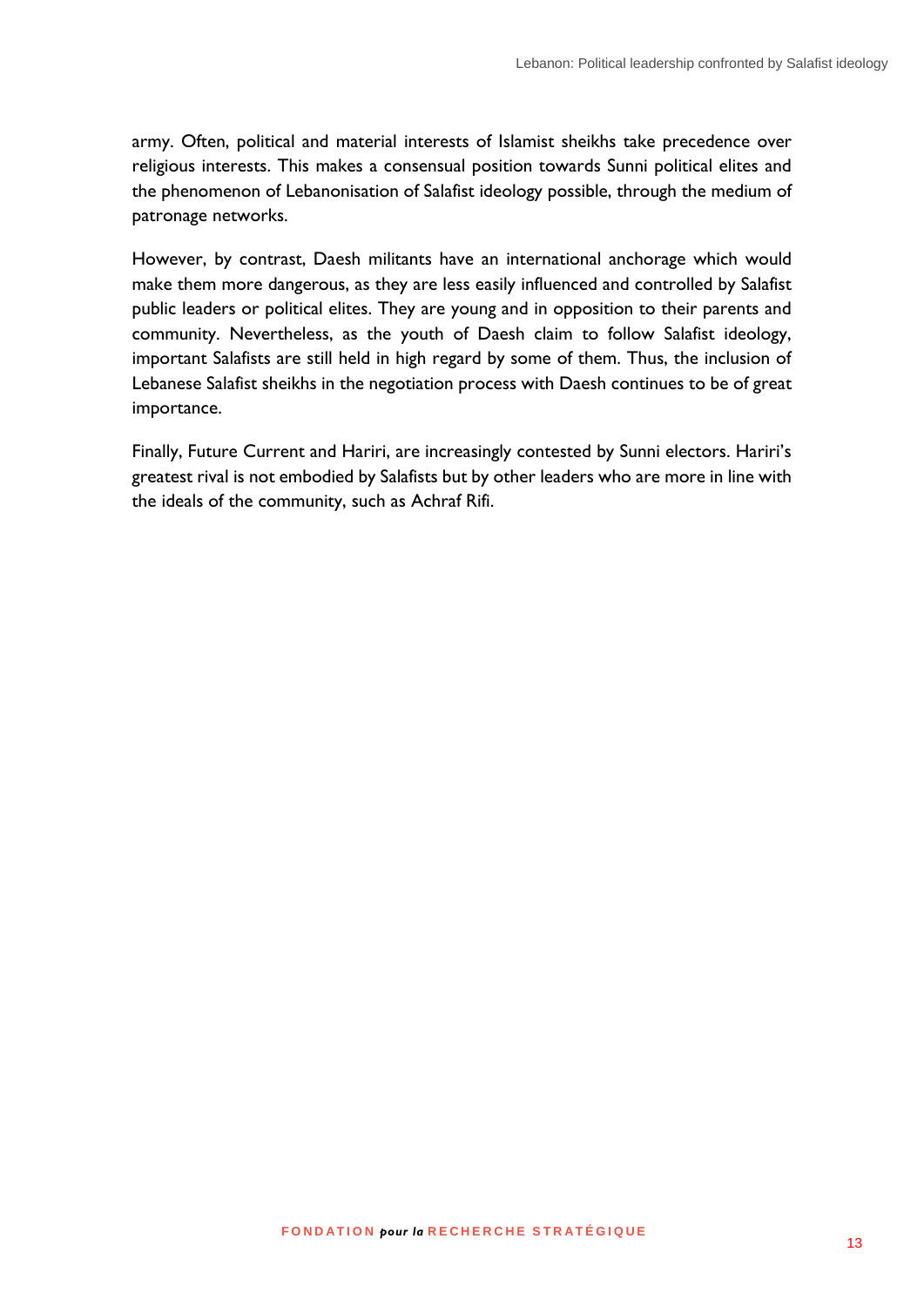army. Often, political and material interests of Islamist sheikhs take precedence over religious interests. This makes a consensual position towards Sunni political elites and the phenomenon of Lebanonisation of Salafist ideology possible, through the medium of patronage networks.

However, by contrast, Daesh militants have an international anchorage which would make them more dangerous, as they are less easily influenced and controlled by Salafist public leaders or political elites. They are young and in opposition to their parents and community. Nevertheless, as the youth of Daesh claim to follow Salafist ideology, important Salafists are still held in high regard by some of them. Thus, the inclusion of Lebanese Salafist sheikhs in the negotiation process with Daesh continues to be of great importance.

Finally, Future Current and Hariri, are increasingly contested by Sunni electors. Hariri's greatest rival is not embodied by Salafists but by other leaders who are more in line with the ideals of the community, such as Achraf Rifi.